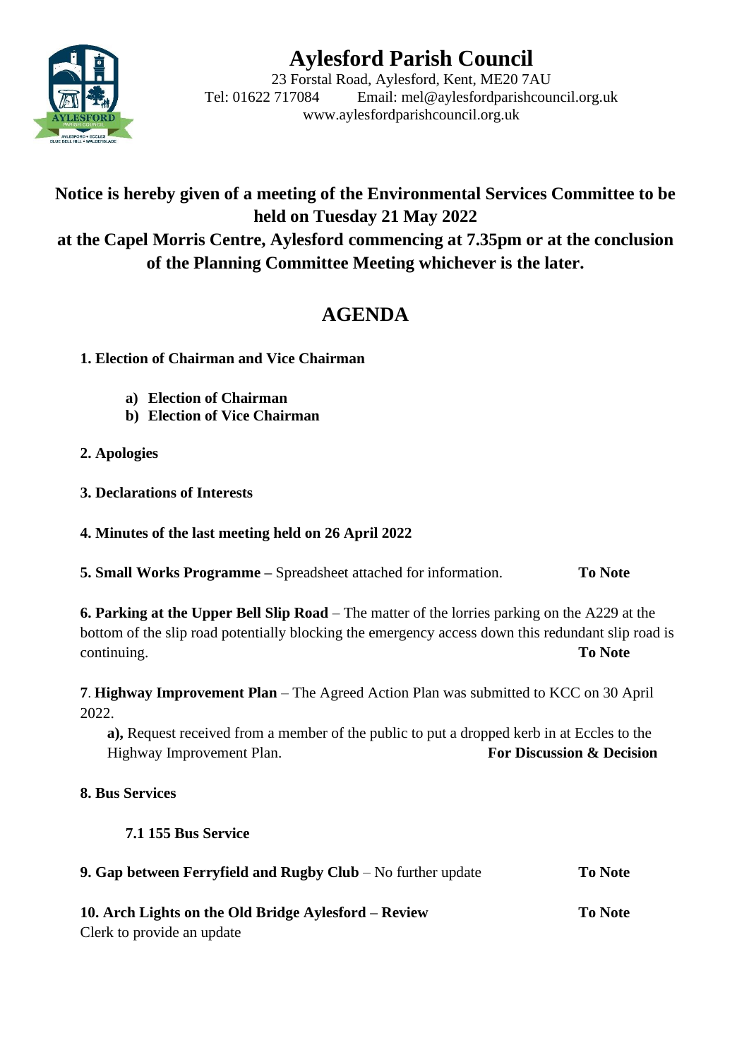# Aylesford Parish Council

23 Forstal Road, Aylesford, Kent, ME20 7AU
Tel: 01622 717084 Email: mel@aylesfordparishcouncil.org.uk
www.aylesfordparishcouncil.org.uk

**Notice is hereby given of a meeting of the Environmental Services Committee to be held on Tuesday 21 May 2022 at the Capel Morris Centre, Aylesford commencing at 7.35pm or at the conclusion of the Planning Committee Meeting whichever is the later.**

## AGENDA

**1. Election of Chairman and Vice Chairman**

- **a) Election of Chairman**
- **b) Election of Vice Chairman**

**2. Apologies**

**3. Declarations of Interests**

**4. Minutes of the last meeting held on 26 April 2022**

**5. Small Works Programme –** Spreadsheet attached for information. **To Note**

**6. Parking at the Upper Bell Slip Road** – The matter of the lorries parking on the A229 at the bottom of the slip road potentially blocking the emergency access down this redundant slip road is continuing. **To Note**

**7**. **Highway Improvement Plan** – The Agreed Action Plan was submitted to KCC on 30 April 2022.

**a),** Request received from a member of the public to put a dropped kerb in at Eccles to the Highway Improvement Plan. **For Discussion & Decision**

**8. Bus Services**

**7.1 155 Bus Service**

**9. Gap between Ferryfield and Rugby Club** – No further update **To Note**

**10. Arch Lights on the Old Bridge Aylesford – Review** **To Note**
Clerk to provide an update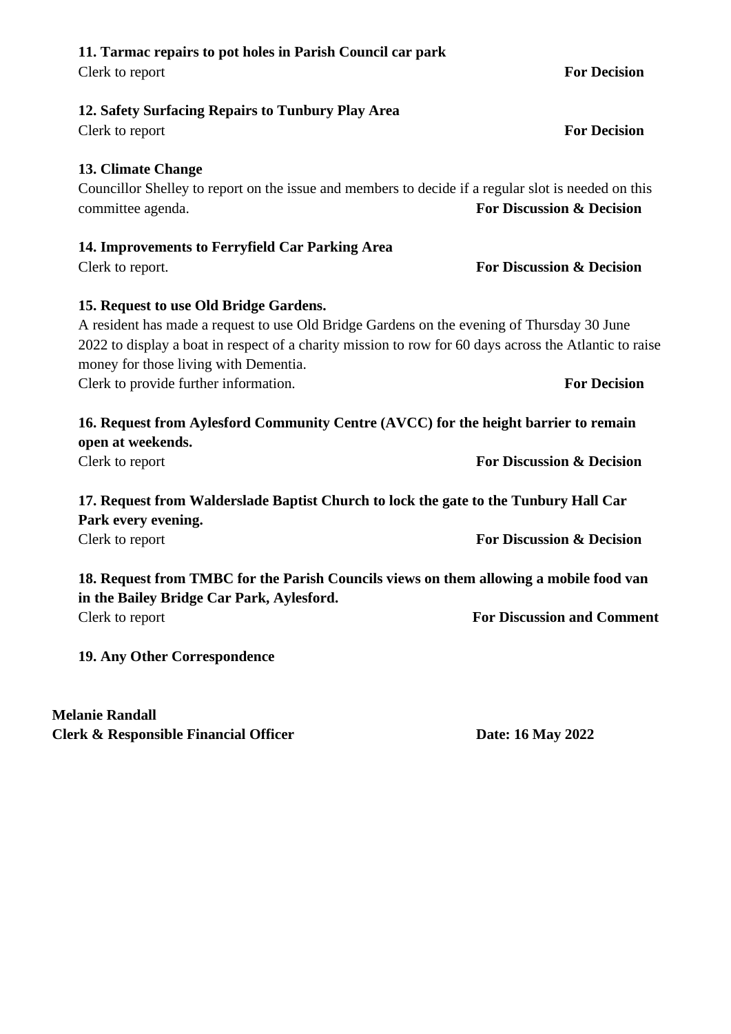**11. Tarmac repairs to pot holes in Parish Council car park**

Clerk to report **For Decision**

**12. Safety Surfacing Repairs to Tunbury Play Area**

Clerk to report **For Decision**

**13. Climate Change**

Councillor Shelley to report on the issue and members to decide if a regular slot is needed on this committee agenda. **For Discussion & Decision**

**14. Improvements to Ferryfield Car Parking Area**

Clerk to report. **For Discussion & Decision**

**15. Request to use Old Bridge Gardens.**

A resident has made a request to use Old Bridge Gardens on the evening of Thursday 30 June 2022 to display a boat in respect of a charity mission to row for 60 days across the Atlantic to raise money for those living with Dementia.

Clerk to provide further information. **For Decision**

**16. Request from Aylesford Community Centre (AVCC) for the height barrier to remain open at weekends.**

Clerk to report **For Discussion & Decision**

**17. Request from Walderslade Baptist Church to lock the gate to the Tunbury Hall Car Park every evening.**

Clerk to report **For Discussion & Decision**

**18. Request from TMBC for the Parish Councils views on them allowing a mobile food van in the Bailey Bridge Car Park, Aylesford.**

Clerk to report **For Discussion and Comment**

**19. Any Other Correspondence**

**Melanie Randall**
**Clerk & Responsible Financial Officer** **Date: 16 May 2022**